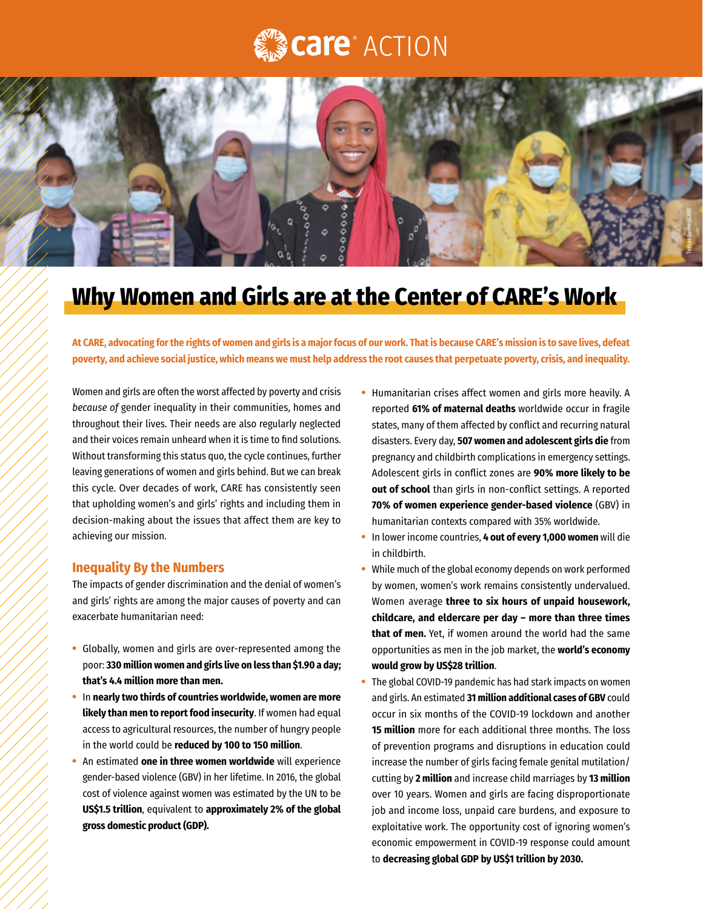# care ACTION

## Why Women and Girls are at the Center of CARE's Work

**At CARE, advocating for the rights of women and girls is a major focus of our work. That is because CARE's mission is to save lives, defeat poverty, and achieve social justice, which means we must help address the root causes that perpetuate poverty, crisis, and inequality.**

Women and girls are often the worst affected by poverty and crisis *because of* gender inequality in their communities, homes and throughout their lives. Their needs are also regularly neglected and their voices remain unheard when it is time to find solutions. Without transforming this status quo, the cycle continues, further leaving generations of women and girls behind. But we can break this cycle. Over decades of work, CARE has consistently seen that upholding women's and girls' rights and including them in decision-making about the issues that affect them are key to achieving our mission.

### Inequality By the Numbers

The impacts of gender discrimination and the denial of women's and girls' rights are among the major causes of poverty and can exacerbate humanitarian need:

- Globally, women and girls are over-represented among the poor: **330 million women and girls live on less than $1.90 a day; that's 4.4 million more than men.**
- In **nearly two thirds of countries worldwide, women are more likely than men to report food insecurity**. If women had equal access to agricultural resources, the number of hungry people in the world could be **reduced by 100 to 150 million**.
- An estimated **one in three women worldwide** will experience gender-based violence (GBV) in her lifetime. In 2016, the global cost of violence against women was estimated by the UN to be **US$1.5 trillion**, equivalent to **approximately 2% of the global gross domestic product (GDP).**
- Humanitarian crises affect women and girls more heavily. A reported **61% of maternal deaths** worldwide occur in fragile states, many of them affected by conflict and recurring natural disasters. Every day, **507 women and adolescent girls die** from pregnancy and childbirth complications in emergency settings. Adolescent girls in conflict zones are **90% more likely to be out of school** than girls in non-conflict settings. A reported **70% of women experience gender-based violence** (GBV) in humanitarian contexts compared with 35% worldwide.
- In lower income countries, **4 out of every 1,000 women** will die in childbirth.
- While much of the global economy depends on work performed by women, women's work remains consistently undervalued. Women average **three to six hours of unpaid housework, childcare, and eldercare per day – more than three times that of men.** Yet, if women around the world had the same opportunities as men in the job market, the **world's economy would grow by US$28 trillion**.
- The global COVID-19 pandemic has had stark impacts on women and girls. An estimated **31 million additional cases of GBV** could occur in six months of the COVID-19 lockdown and another **15 million** more for each additional three months. The loss of prevention programs and disruptions in education could increase the number of girls facing female genital mutilation/cutting by **2 million** and increase child marriages by **13 million** over 10 years. Women and girls are facing disproportionate job and income loss, unpaid care burdens, and exposure to exploitative work. The opportunity cost of ignoring women's economic empowerment in COVID-19 response could amount to **decreasing global GDP by US$1 trillion by 2030.**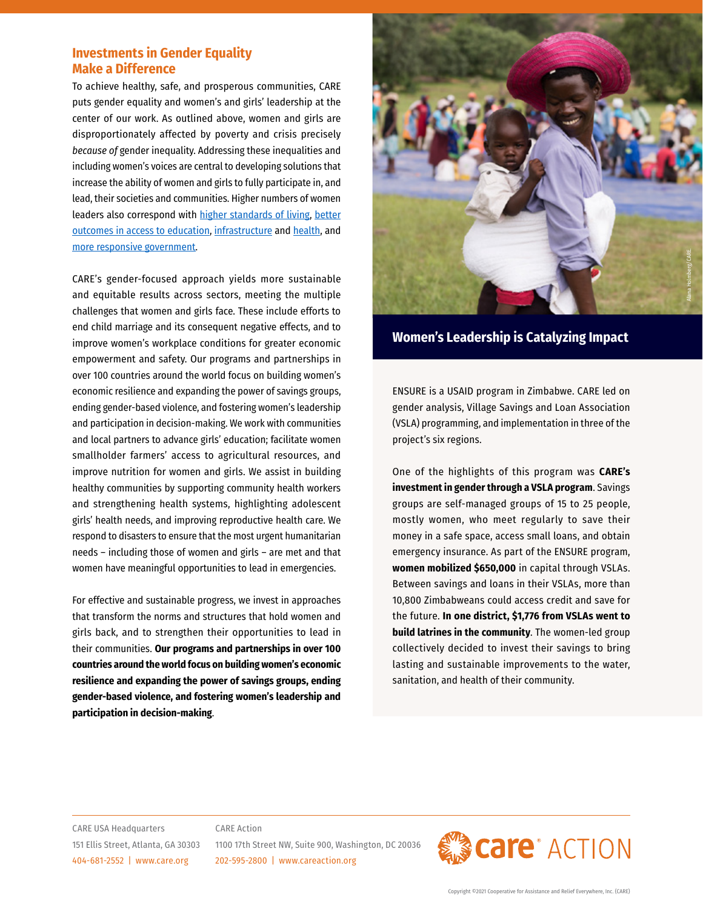## Investments in Gender Equality Make a Difference

To achieve healthy, safe, and prosperous communities, CARE puts gender equality and women's and girls' leadership at the center of our work. As outlined above, women and girls are disproportionately affected by poverty and crisis precisely *because of* gender inequality. Addressing these inequalities and including women's voices are central to developing solutions that increase the ability of women and girls to fully participate in, and lead, their societies and communities. Higher numbers of women leaders also correspond with [higher standards of living](), [better outcomes in access to education](), [infrastructure]() and [health](), and [more responsive government]().

CARE's gender-focused approach yields more sustainable and equitable results across sectors, meeting the multiple challenges that women and girls face. These include efforts to end child marriage and its consequent negative effects, and to improve women's workplace conditions for greater economic empowerment and safety. Our programs and partnerships in over 100 countries around the world focus on building women's economic resilience and expanding the power of savings groups, ending gender-based violence, and fostering women's leadership and participation in decision-making. We work with communities and local partners to advance girls' education; facilitate women smallholder farmers' access to agricultural resources, and improve nutrition for women and girls. We assist in building healthy communities by supporting community health workers and strengthening health systems, highlighting adolescent girls' health needs, and improving reproductive health care. We respond to disasters to ensure that the most urgent humanitarian needs – including those of women and girls – are met and that women have meaningful opportunities to lead in emergencies.

For effective and sustainable progress, we invest in approaches that transform the norms and structures that hold women and girls back, and to strengthen their opportunities to lead in their communities. **Our programs and partnerships in over 100 countries around the world focus on building women's economic resilience and expanding the power of savings groups, ending gender-based violence, and fostering women's leadership and participation in decision-making**.

Alaina Holmberg/CARE

### Women's Leadership is Catalyzing Impact

ENSURE is a USAID program in Zimbabwe. CARE led on gender analysis, Village Savings and Loan Association (VSLA) programming, and implementation in three of the project's six regions.

One of the highlights of this program was **CARE's investment in gender through a VSLA program**. Savings groups are self-managed groups of 15 to 25 people, mostly women, who meet regularly to save their money in a safe space, access small loans, and obtain emergency insurance. As part of the ENSURE program, **women mobilized $650,000** in capital through VSLAs. Between savings and loans in their VSLAs, more than 10,800 Zimbabweans could access credit and save for the future. **In one district, $1,776 from VSLAs went to build latrines in the community**. The women-led group collectively decided to invest their savings to bring lasting and sustainable improvements to the water, sanitation, and health of their community.

CARE USA Headquarters
151 Ellis Street, Atlanta, GA 30303
404-681-2552 | www.care.org

CARE Action
1100 17th Street NW, Suite 900, Washington, DC 20036
202-595-2800 | www.careaction.org

care® ACTION

Copyright ©2021 Cooperative for Assistance and Relief Everywhere, Inc. (CARE)